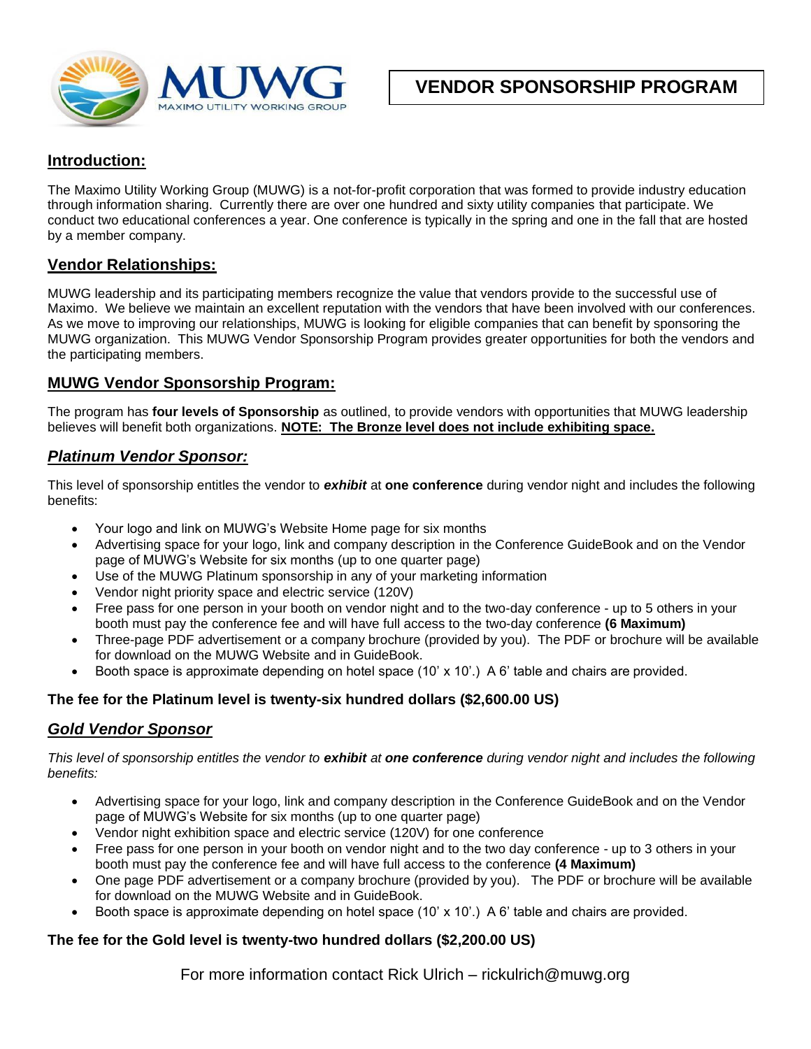MUWG

MAXIMO UTILITY WORKING GROUP

# VENDOR SPONSORSHIP PROGRAM

## Introduction:

The Maximo Utility Working Group (MUWG) is a not-for-profit corporation that was formed to provide industry education through information sharing. Currently there are over one hundred and sixty utility companies that participate. We conduct two educational conferences a year. One conference is typically in the spring and one in the fall that are hosted by a member company.

## Vendor Relationships:

MUWG leadership and its participating members recognize the value that vendors provide to the successful use of Maximo. We believe we maintain an excellent reputation with the vendors that have been involved with our conferences. As we move to improving our relationships, MUWG is looking for eligible companies that can benefit by sponsoring the MUWG organization. This MUWG Vendor Sponsorship Program provides greater opportunities for both the vendors and the participating members.

## MUWG Vendor Sponsorship Program:

The program has **four levels of Sponsorship** as outlined, to provide vendors with opportunities that MUWG leadership believes will benefit both organizations. **NOTE: The Bronze level does not include exhibiting space.**

### *Platinum Vendor Sponsor:*

This level of sponsorship entitles the vendor to ***exhibit*** at **one conference** during vendor night and includes the following benefits:

- Your logo and link on MUWG's Website Home page for six months
- Advertising space for your logo, link and company description in the Conference GuideBook and on the Vendor page of MUWG's Website for six months (up to one quarter page)
- Use of the MUWG Platinum sponsorship in any of your marketing information
- Vendor night priority space and electric service (120V)
- Free pass for one person in your booth on vendor night and to the two-day conference - up to 5 others in your booth must pay the conference fee and will have full access to the two-day conference **(6 Maximum)**
- Three-page PDF advertisement or a company brochure (provided by you). The PDF or brochure will be available for download on the MUWG Website and in GuideBook.
- Booth space is approximate depending on hotel space (10' x 10'.) A 6' table and chairs are provided.

**The fee for the Platinum level is twenty-six hundred dollars ($2,600.00 US)**

### *Gold Vendor Sponsor*

*This level of sponsorship entitles the vendor to **exhibit** at **one conference** during vendor night and includes the following benefits:*

- Advertising space for your logo, link and company description in the Conference GuideBook and on the Vendor page of MUWG's Website for six months (up to one quarter page)
- Vendor night exhibition space and electric service (120V) for one conference
- Free pass for one person in your booth on vendor night and to the two day conference - up to 3 others in your booth must pay the conference fee and will have full access to the conference **(4 Maximum)**
- One page PDF advertisement or a company brochure (provided by you). The PDF or brochure will be available for download on the MUWG Website and in GuideBook.
- Booth space is approximate depending on hotel space (10' x 10'.) A 6' table and chairs are provided.

**The fee for the Gold level is twenty-two hundred dollars ($2,200.00 US)**

For more information contact Rick Ulrich – rickulrich@muwg.org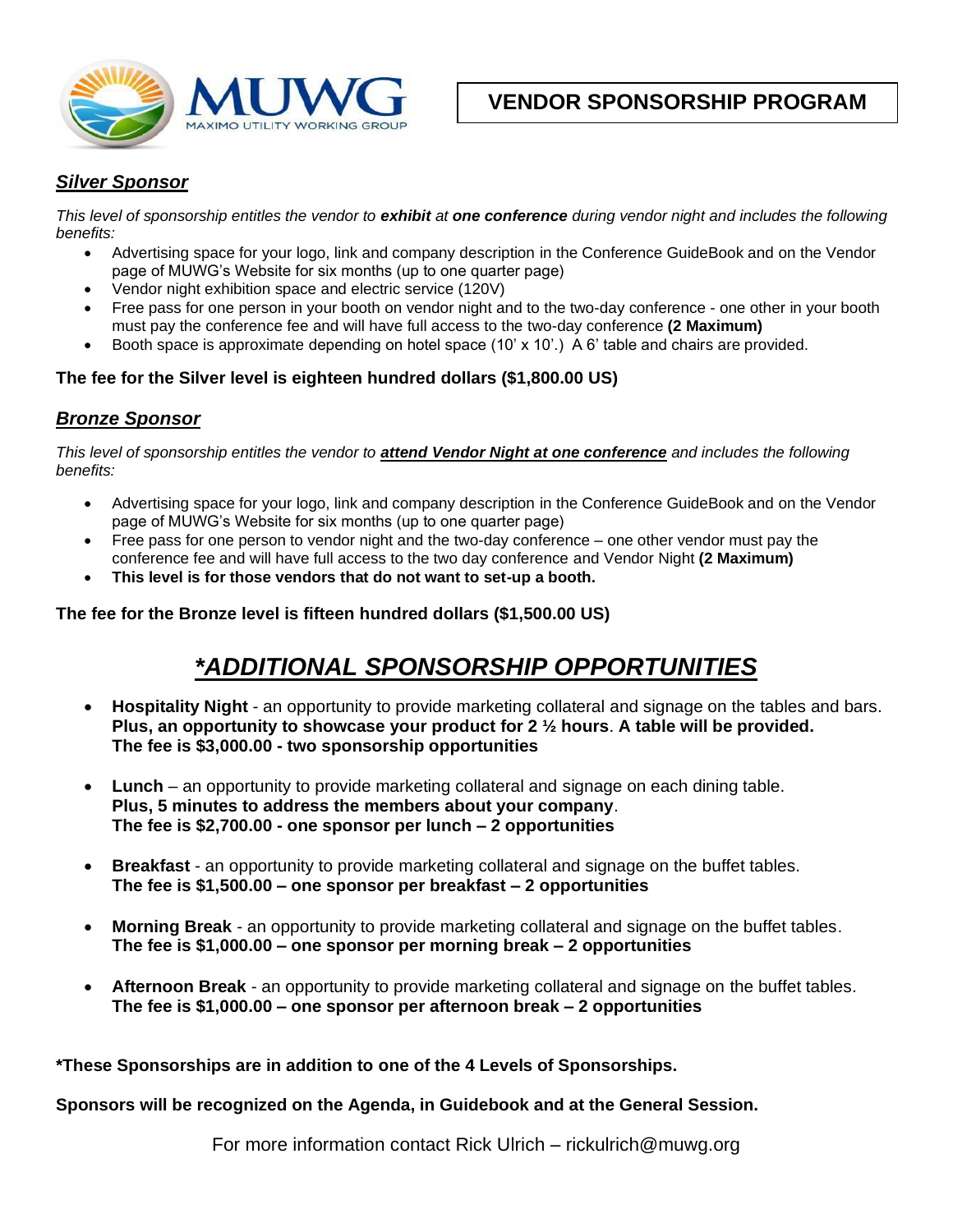MUWG
MAXIMO UTILITY WORKING GROUP

# VENDOR SPONSORSHIP PROGRAM

## ***Silver Sponsor***

*This level of sponsorship entitles the vendor to **exhibit** at **one conference** during vendor night and includes the following benefits:*

- Advertising space for your logo, link and company description in the Conference GuideBook and on the Vendor page of MUWG's Website for six months (up to one quarter page)
- Vendor night exhibition space and electric service (120V)
- Free pass for one person in your booth on vendor night and to the two-day conference - one other in your booth must pay the conference fee and will have full access to the two-day conference **(2 Maximum)**
- Booth space is approximate depending on hotel space (10' x 10'.) A 6' table and chairs are provided.

**The fee for the Silver level is eighteen hundred dollars ($1,800.00 US)**

## ***Bronze Sponsor***

*This level of sponsorship entitles the vendor to **attend Vendor Night at one conference** and includes the following benefits:*

- Advertising space for your logo, link and company description in the Conference GuideBook and on the Vendor page of MUWG's Website for six months (up to one quarter page)
- Free pass for one person to vendor night and the two-day conference – one other vendor must pay the conference fee and will have full access to the two day conference and Vendor Night **(2 Maximum)**
- **This level is for those vendors that do not want to set-up a booth.**

**The fee for the Bronze level is fifteen hundred dollars ($1,500.00 US)**

# ****ADDITIONAL SPONSORSHIP OPPORTUNITIES***

- **Hospitality Night** - an opportunity to provide marketing collateral and signage on the tables and bars. **Plus, an opportunity to showcase your product for 2 ½ hours**. **A table will be provided.**
  **The fee is $3,000.00 - two sponsorship opportunities**

- **Lunch** – an opportunity to provide marketing collateral and signage on each dining table.
  **Plus, 5 minutes to address the members about your company**.
  **The fee is $2,700.00 - one sponsor per lunch – 2 opportunities**

- **Breakfast** - an opportunity to provide marketing collateral and signage on the buffet tables.
  **The fee is $1,500.00 – one sponsor per breakfast – 2 opportunities**

- **Morning Break** - an opportunity to provide marketing collateral and signage on the buffet tables.
  **The fee is $1,000.00 – one sponsor per morning break – 2 opportunities**

- **Afternoon Break** - an opportunity to provide marketing collateral and signage on the buffet tables.
  **The fee is $1,000.00 – one sponsor per afternoon break – 2 opportunities**

***These Sponsorships are in addition to one of the 4 Levels of Sponsorships.**

**Sponsors will be recognized on the Agenda, in Guidebook and at the General Session.**

For more information contact Rick Ulrich – rickulrich@muwg.org